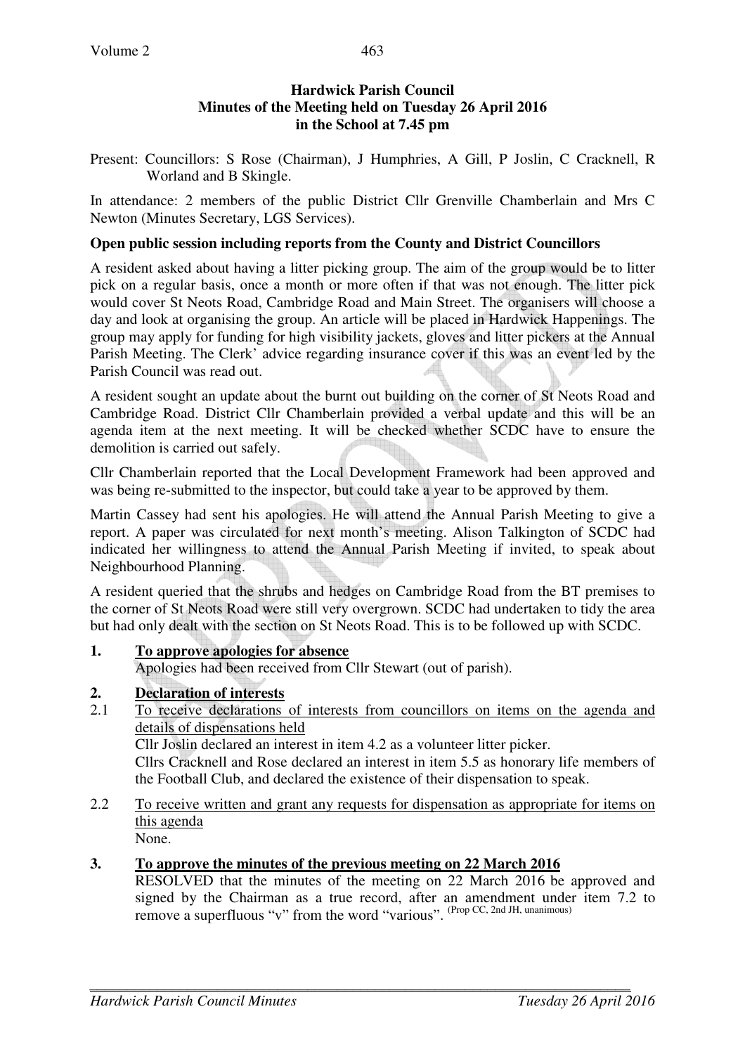**Hardwick Parish Council**
**Minutes of the Meeting held on Tuesday 26 April 2016**
**in the School at 7.45 pm**

Present: Councillors: S Rose (Chairman), J Humphries, A Gill, P Joslin, C Cracknell, R Worland and B Skingle.

In attendance: 2 members of the public District Cllr Grenville Chamberlain and Mrs C Newton (Minutes Secretary, LGS Services).

**Open public session including reports from the County and District Councillors**

A resident asked about having a litter picking group. The aim of the group would be to litter pick on a regular basis, once a month or more often if that was not enough. The litter pick would cover St Neots Road, Cambridge Road and Main Street. The organisers will choose a day and look at organising the group. An article will be placed in Hardwick Happenings. The group may apply for funding for high visibility jackets, gloves and litter pickers at the Annual Parish Meeting. The Clerk' advice regarding insurance cover if this was an event led by the Parish Council was read out.

A resident sought an update about the burnt out building on the corner of St Neots Road and Cambridge Road. District Cllr Chamberlain provided a verbal update and this will be an agenda item at the next meeting. It will be checked whether SCDC have to ensure the demolition is carried out safely.

Cllr Chamberlain reported that the Local Development Framework had been approved and was being re-submitted to the inspector, but could take a year to be approved by them.

Martin Cassey had sent his apologies. He will attend the Annual Parish Meeting to give a report. A paper was circulated for next month's meeting. Alison Talkington of SCDC had indicated her willingness to attend the Annual Parish Meeting if invited, to speak about Neighbourhood Planning.

A resident queried that the shrubs and hedges on Cambridge Road from the BT premises to the corner of St Neots Road were still very overgrown. SCDC had undertaken to tidy the area but had only dealt with the section on St Neots Road. This is to be followed up with SCDC.

**1. <u>To approve apologies for absence</u>**

Apologies had been received from Cllr Stewart (out of parish).

**2. <u>Declaration of interests</u>**

2.1 <u>To receive declarations of interests from councillors on items on the agenda and details of dispensations held</u>

Cllr Joslin declared an interest in item 4.2 as a volunteer litter picker.

Cllrs Cracknell and Rose declared an interest in item 5.5 as honorary life members of the Football Club, and declared the existence of their dispensation to speak.

2.2 <u>To receive written and grant any requests for dispensation as appropriate for items on this agenda</u>

None.

**3. <u>To approve the minutes of the previous meeting on 22 March 2016</u>**

RESOLVED that the minutes of the meeting on 22 March 2016 be approved and signed by the Chairman as a true record, after an amendment under item 7.2 to remove a superfluous "v" from the word "various". (Prop CC, 2nd JH, unanimous)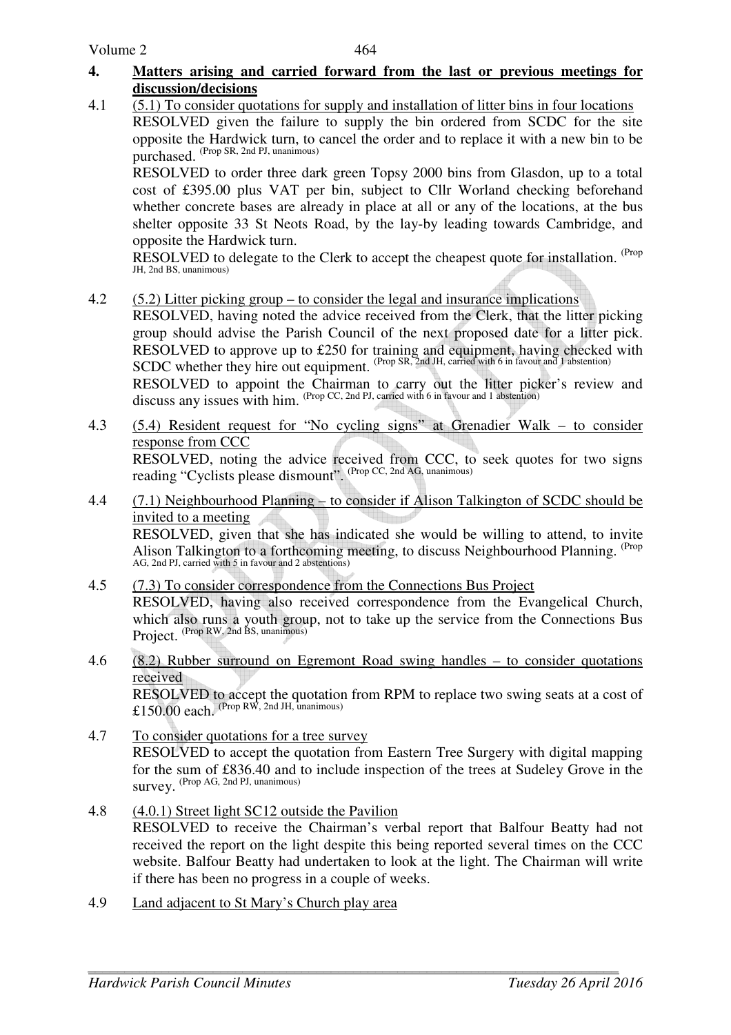## 4. Matters arising and carried forward from the last or previous meetings for discussion/decisions

4.1 (5.1) To consider quotations for supply and installation of litter bins in four locations

RESOLVED given the failure to supply the bin ordered from SCDC for the site opposite the Hardwick turn, to cancel the order and to replace it with a new bin to be purchased. (Prop SR, 2nd PJ, unanimous)

RESOLVED to order three dark green Topsy 2000 bins from Glasdon, up to a total cost of £395.00 plus VAT per bin, subject to Cllr Worland checking beforehand whether concrete bases are already in place at all or any of the locations, at the bus shelter opposite 33 St Neots Road, by the lay-by leading towards Cambridge, and opposite the Hardwick turn.

RESOLVED to delegate to the Clerk to accept the cheapest quote for installation. (Prop JH, 2nd BS, unanimous)

4.2 (5.2) Litter picking group – to consider the legal and insurance implications

RESOLVED, having noted the advice received from the Clerk, that the litter picking group should advise the Parish Council of the next proposed date for a litter pick.

RESOLVED to approve up to £250 for training and equipment, having checked with SCDC whether they hire out equipment. (Prop SR, 2nd JH, carried with 6 in favour and 1 abstention)

RESOLVED to appoint the Chairman to carry out the litter picker's review and discuss any issues with him. (Prop CC, 2nd PJ, carried with 6 in favour and 1 abstention)

4.3 (5.4) Resident request for "No cycling signs" at Grenadier Walk – to consider response from CCC

RESOLVED, noting the advice received from CCC, to seek quotes for two signs reading "Cyclists please dismount". (Prop CC, 2nd AG, unanimous)

4.4 (7.1) Neighbourhood Planning – to consider if Alison Talkington of SCDC should be invited to a meeting

RESOLVED, given that she has indicated she would be willing to attend, to invite Alison Talkington to a forthcoming meeting, to discuss Neighbourhood Planning. (Prop AG, 2nd PJ, carried with 5 in favour and 2 abstentions)

4.5 (7.3) To consider correspondence from the Connections Bus Project

RESOLVED, having also received correspondence from the Evangelical Church, which also runs a youth group, not to take up the service from the Connections Bus Project. (Prop RW, 2nd BS, unanimous)

4.6 (8.2) Rubber surround on Egremont Road swing handles – to consider quotations received

RESOLVED to accept the quotation from RPM to replace two swing seats at a cost of £150.00 each. (Prop RW, 2nd JH, unanimous)

4.7 To consider quotations for a tree survey

RESOLVED to accept the quotation from Eastern Tree Surgery with digital mapping for the sum of £836.40 and to include inspection of the trees at Sudeley Grove in the survey. (Prop AG, 2nd PJ, unanimous)

4.8 (4.0.1) Street light SC12 outside the Pavilion

RESOLVED to receive the Chairman's verbal report that Balfour Beatty had not received the report on the light despite this being reported several times on the CCC website. Balfour Beatty had undertaken to look at the light. The Chairman will write if there has been no progress in a couple of weeks.

4.9 Land adjacent to St Mary's Church play area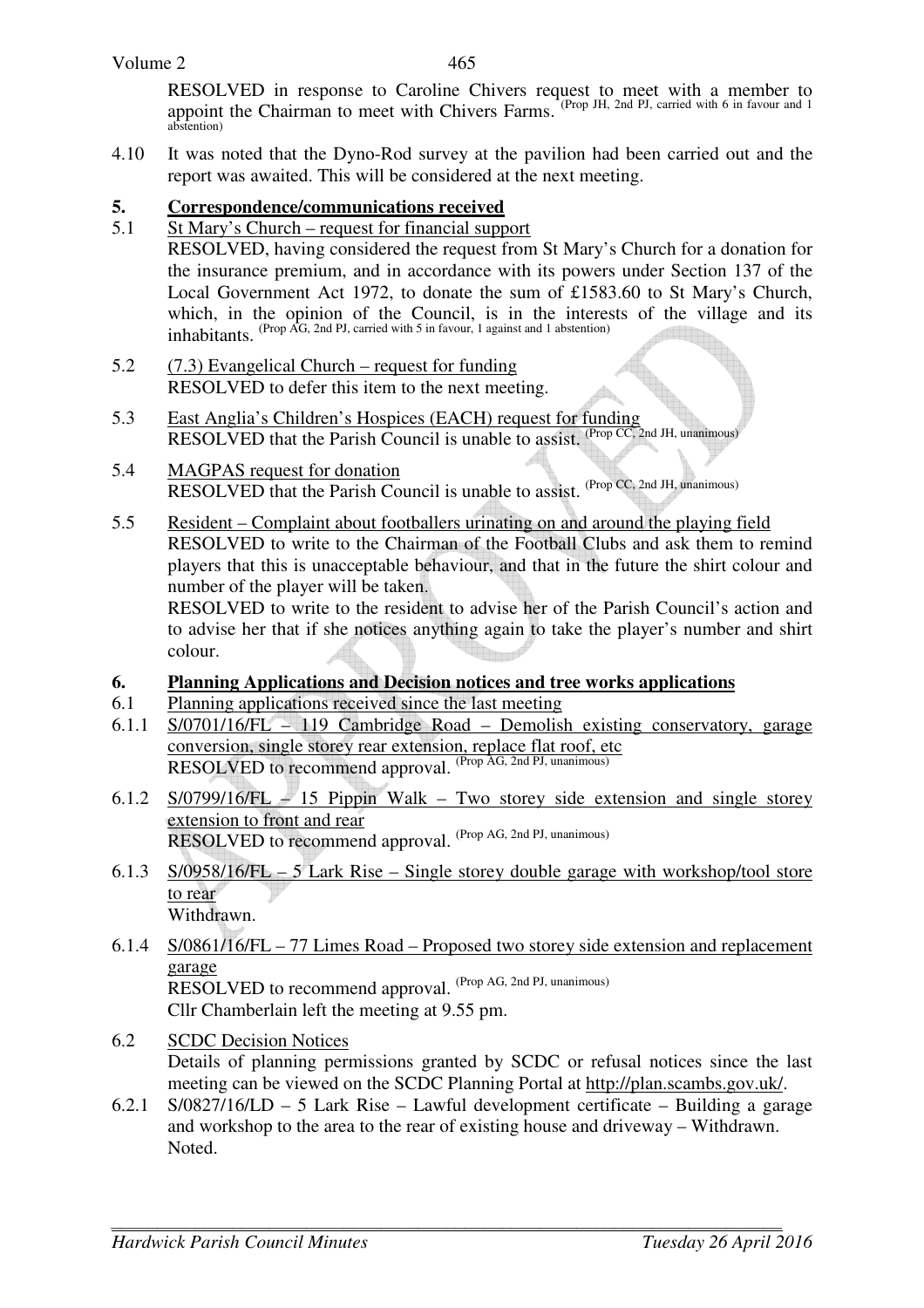RESOLVED in response to Caroline Chivers request to meet with a member to appoint the Chairman to meet with Chivers Farms. (Prop JH, 2nd PJ, carried with 6 in favour and 1 abstention)

4.10 It was noted that the Dyno-Rod survey at the pavilion had been carried out and the report was awaited. This will be considered at the next meeting.

## 5. Correspondence/communications received

5.1 St Mary's Church – request for financial support

RESOLVED, having considered the request from St Mary's Church for a donation for the insurance premium, and in accordance with its powers under Section 137 of the Local Government Act 1972, to donate the sum of £1583.60 to St Mary's Church, which, in the opinion of the Council, is in the interests of the village and its inhabitants. (Prop AG, 2nd PJ, carried with 5 in favour, 1 against and 1 abstention)

5.2 (7.3) Evangelical Church – request for funding

RESOLVED to defer this item to the next meeting.

5.3 East Anglia's Children's Hospices (EACH) request for funding

RESOLVED that the Parish Council is unable to assist. (Prop CC, 2nd JH, unanimous)

5.4 MAGPAS request for donation

RESOLVED that the Parish Council is unable to assist. (Prop CC, 2nd JH, unanimous)

5.5 Resident – Complaint about footballers urinating on and around the playing field

RESOLVED to write to the Chairman of the Football Clubs and ask them to remind players that this is unacceptable behaviour, and that in the future the shirt colour and number of the player will be taken.

RESOLVED to write to the resident to advise her of the Parish Council's action and to advise her that if she notices anything again to take the player's number and shirt colour.

## 6. Planning Applications and Decision notices and tree works applications

6.1 Planning applications received since the last meeting

6.1.1 S/0701/16/FL – 119 Cambridge Road – Demolish existing conservatory, garage conversion, single storey rear extension, replace flat roof, etc

RESOLVED to recommend approval. (Prop AG, 2nd PJ, unanimous)

6.1.2 S/0799/16/FL – 15 Pippin Walk – Two storey side extension and single storey extension to front and rear

RESOLVED to recommend approval. (Prop AG, 2nd PJ, unanimous)

6.1.3 S/0958/16/FL – 5 Lark Rise – Single storey double garage with workshop/tool store to rear

Withdrawn.

6.1.4 S/0861/16/FL – 77 Limes Road – Proposed two storey side extension and replacement garage

RESOLVED to recommend approval. (Prop AG, 2nd PJ, unanimous)

Cllr Chamberlain left the meeting at 9.55 pm.

6.2 SCDC Decision Notices

Details of planning permissions granted by SCDC or refusal notices since the last meeting can be viewed on the SCDC Planning Portal at http://plan.scambs.gov.uk/.

6.2.1 S/0827/16/LD – 5 Lark Rise – Lawful development certificate – Building a garage and workshop to the area to the rear of existing house and driveway – Withdrawn.

Noted.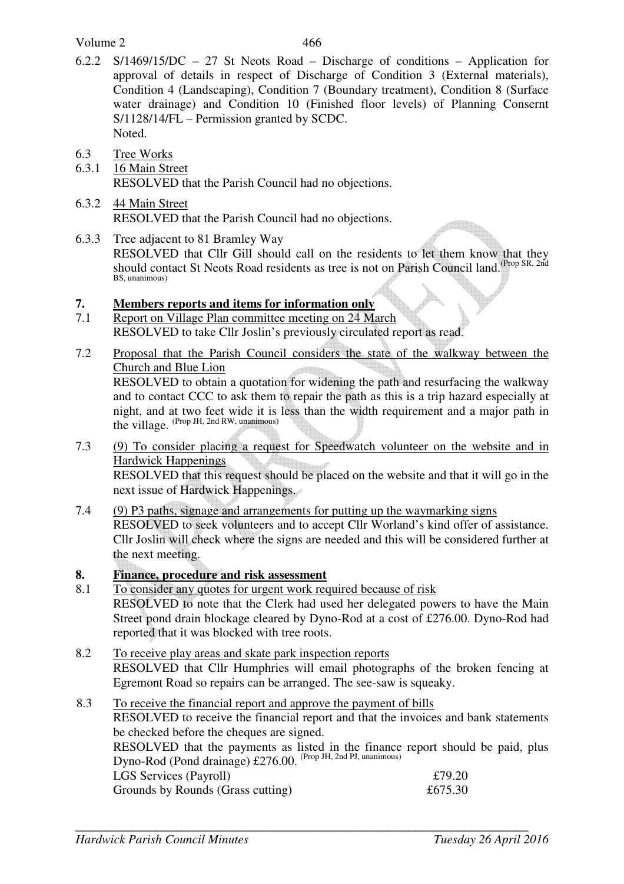6.2.2 S/1469/15/DC – 27 St Neots Road – Discharge of conditions – Application for approval of details in respect of Discharge of Condition 3 (External materials), Condition 4 (Landscaping), Condition 7 (Boundary treatment), Condition 8 (Surface water drainage) and Condition 10 (Finished floor levels) of Planning Consernt S/1128/14/FL – Permission granted by SCDC.
Noted.

6.3 Tree Works

6.3.1 16 Main Street
RESOLVED that the Parish Council had no objections.

6.3.2 44 Main Street
RESOLVED that the Parish Council had no objections.

6.3.3 Tree adjacent to 81 Bramley Way
RESOLVED that Cllr Gill should call on the residents to let them know that they should contact St Neots Road residents as tree is not on Parish Council land. (Prop SR, 2nd BS, unanimous)

## 7. Members reports and items for information only

7.1 Report on Village Plan committee meeting on 24 March
RESOLVED to take Cllr Joslin's previously circulated report as read.

7.2 Proposal that the Parish Council considers the state of the walkway between the Church and Blue Lion
RESOLVED to obtain a quotation for widening the path and resurfacing the walkway and to contact CCC to ask them to repair the path as this is a trip hazard especially at night, and at two feet wide it is less than the width requirement and a major path in the village. (Prop JH, 2nd RW, unanimous)

7.3 (9) To consider placing a request for Speedwatch volunteer on the website and in Hardwick Happenings
RESOLVED that this request should be placed on the website and that it will go in the next issue of Hardwick Happenings.

7.4 (9) P3 paths, signage and arrangements for putting up the waymarking signs
RESOLVED to seek volunteers and to accept Cllr Worland's kind offer of assistance. Cllr Joslin will check where the signs are needed and this will be considered further at the next meeting.

## 8. Finance, procedure and risk assessment

8.1 To consider any quotes for urgent work required because of risk
RESOLVED to note that the Clerk had used her delegated powers to have the Main Street pond drain blockage cleared by Dyno-Rod at a cost of £276.00. Dyno-Rod had reported that it was blocked with tree roots.

8.2 To receive play areas and skate park inspection reports
RESOLVED that Cllr Humphries will email photographs of the broken fencing at Egremont Road so repairs can be arranged. The see-saw is squeaky.

8.3 To receive the financial report and approve the payment of bills
RESOLVED to receive the financial report and that the invoices and bank statements be checked before the cheques are signed.
RESOLVED that the payments as listed in the finance report should be paid, plus Dyno-Rod (Pond drainage) £276.00. (Prop JH, 2nd PJ, unanimous)

| | |
|---|---|
| LGS Services (Payroll) | £79.20 |
| Grounds by Rounds (Grass cutting) | £675.30 |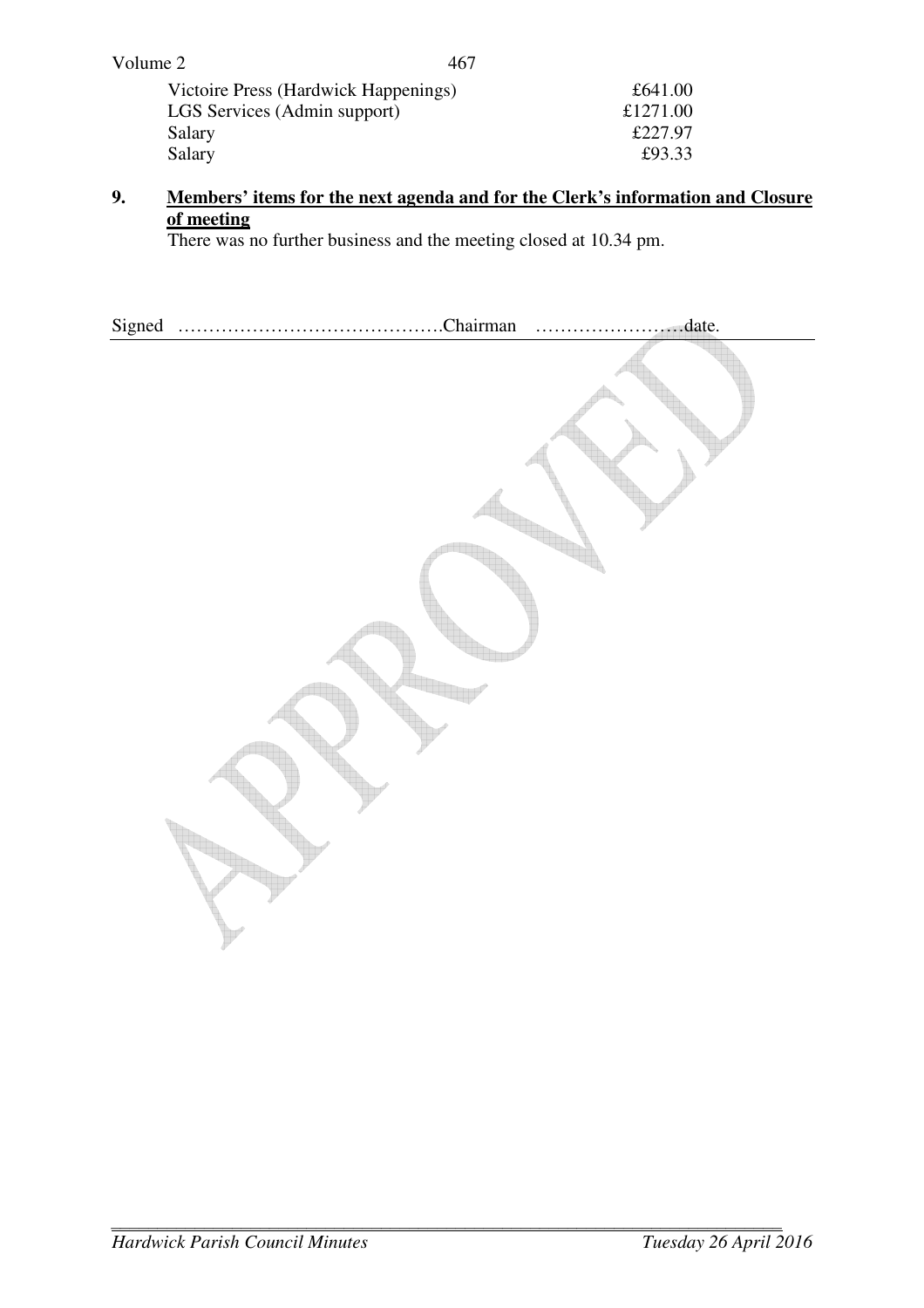| | |
|---|---|
| Victoire Press (Hardwick Happenings) | £641.00 |
| LGS Services (Admin support) | £1271.00 |
| Salary | £227.97 |
| Salary | £93.33 |

## 9. Members' items for the next agenda and for the Clerk's information and Closure of meeting

There was no further business and the meeting closed at 10.34 pm.

Signed ……………………………………Chairman ……………………date.

APPROVED